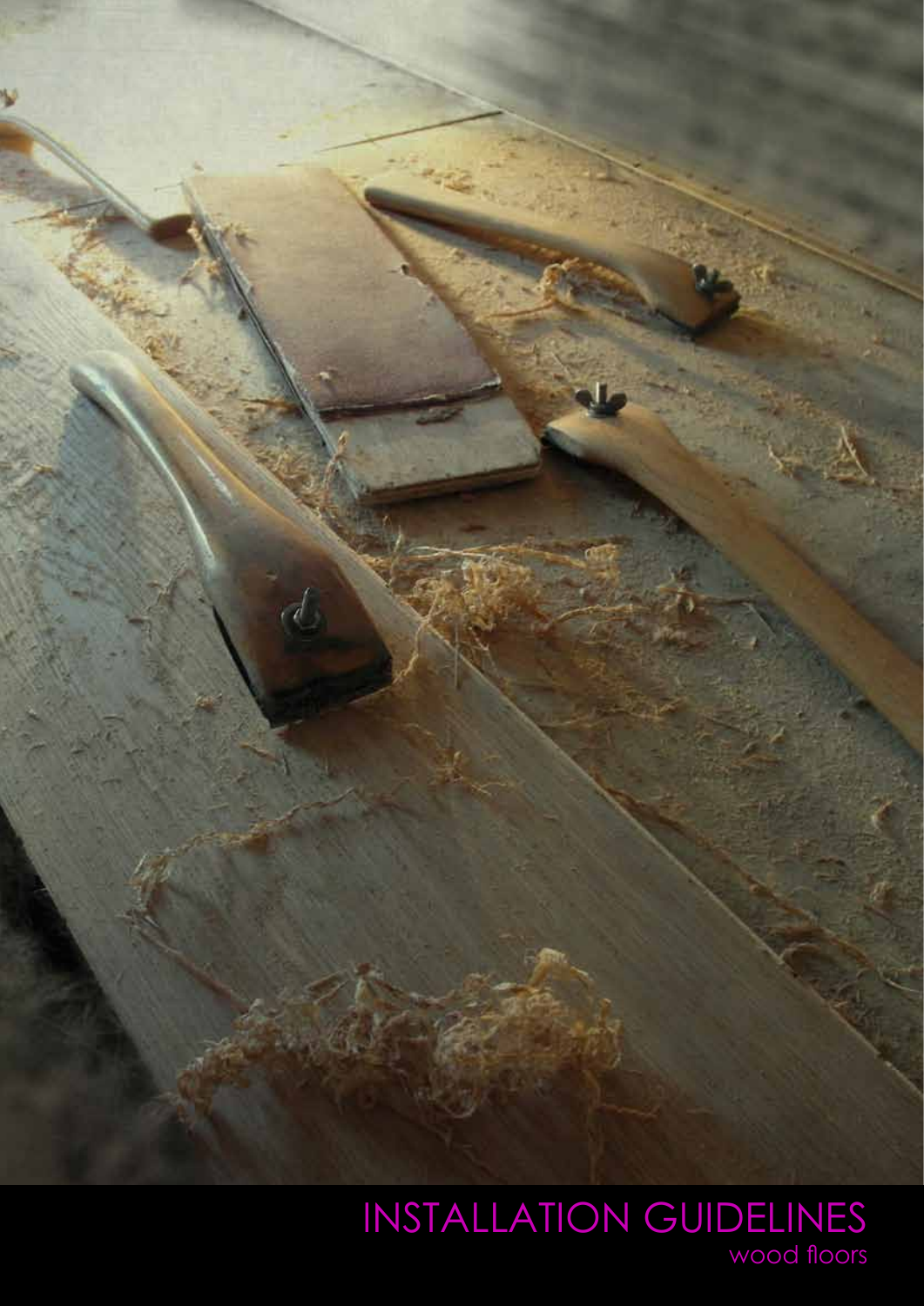# INSTALLATION GUIDELINES

wood floors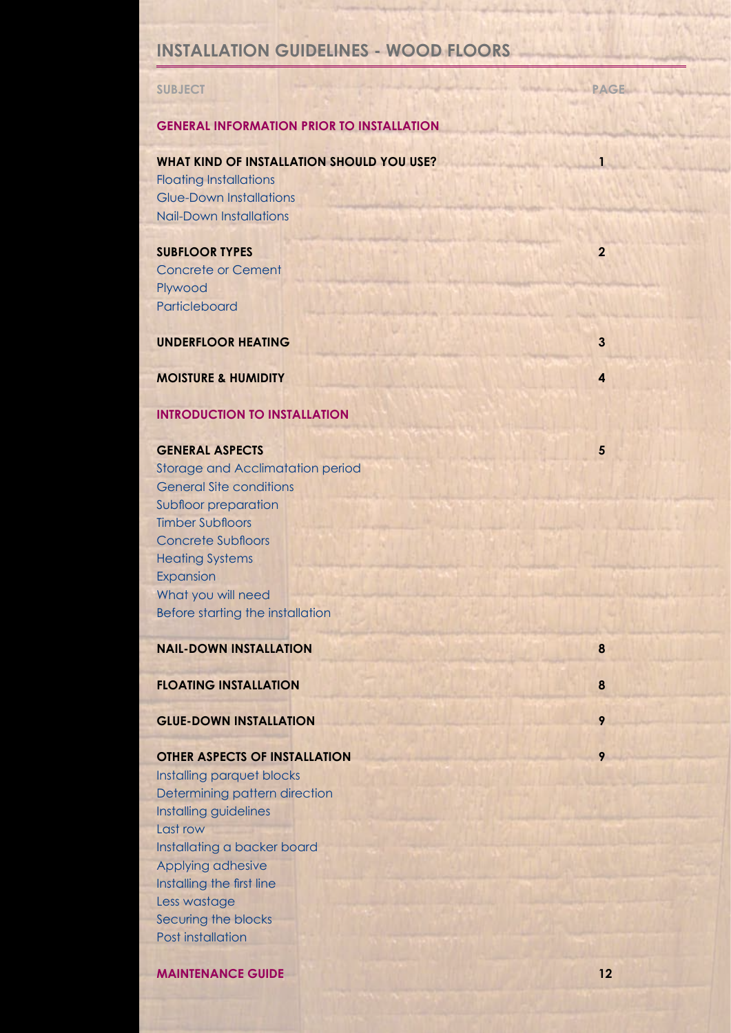# INSTALLATION GUIDELINES - WOOD FLOORS

| SUBJECT | PAGE |
|---|---|
| **GENERAL INFORMATION PRIOR TO INSTALLATION** | |
| **WHAT KIND OF INSTALLATION SHOULD YOU USE?** | **1** |
| Floating Installations | |
| Glue-Down Installations | |
| Nail-Down Installations | |
| **SUBFLOOR TYPES** | **2** |
| Concrete or Cement | |
| Plywood | |
| Particleboard | |
| **UNDERFLOOR HEATING** | **3** |
| **MOISTURE & HUMIDITY** | **4** |
| **INTRODUCTION TO INSTALLATION** | |
| **GENERAL ASPECTS** | **5** |
| Storage and Acclimatation period | |
| General Site conditions | |
| Subfloor preparation | |
| Timber Subfloors | |
| Concrete Subfloors | |
| Heating Systems | |
| Expansion | |
| What you will need | |
| Before starting the installation | |
| **NAIL-DOWN INSTALLATION** | **8** |
| **FLOATING INSTALLATION** | **8** |
| **GLUE-DOWN INSTALLATION** | **9** |
| **OTHER ASPECTS OF INSTALLATION** | **9** |
| Installing parquet blocks | |
| Determining pattern direction | |
| Installing guidelines | |
| Last row | |
| Installating a backer board | |
| Applying adhesive | |
| Installing the first line | |
| Less wastage | |
| Securing the blocks | |
| Post installation | |
| **MAINTENANCE GUIDE** | **12** |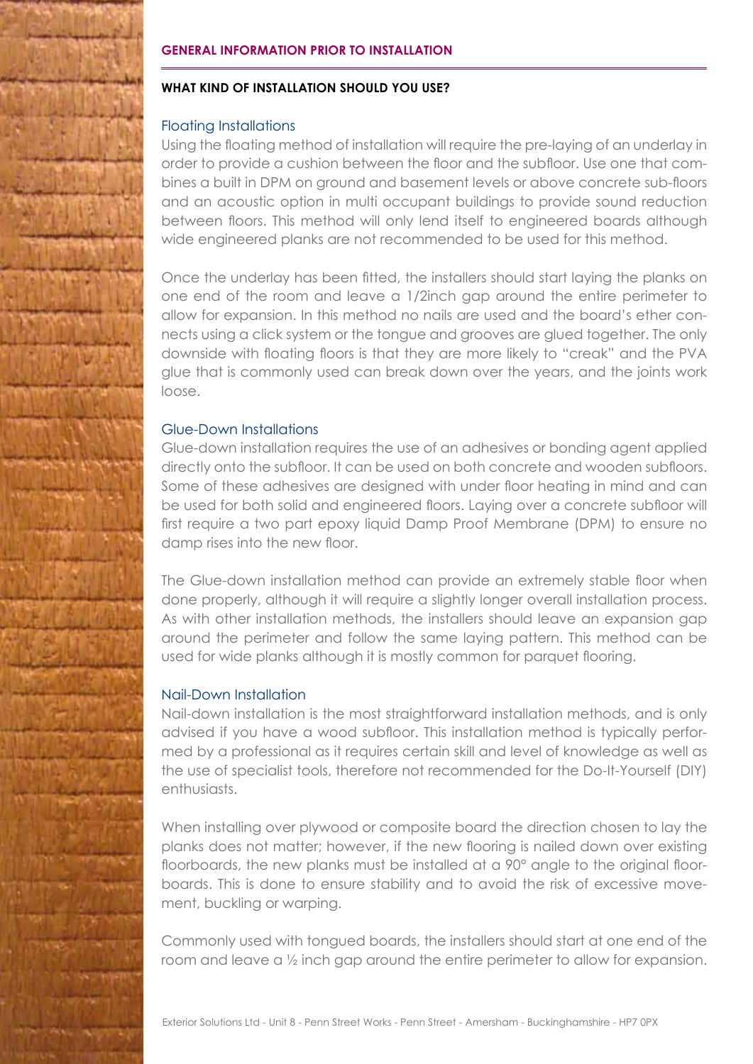## GENERAL INFORMATION PRIOR TO INSTALLATION

### WHAT KIND OF INSTALLATION SHOULD YOU USE?

#### Floating Installations

Using the floating method of installation will require the pre-laying of an underlay in order to provide a cushion between the floor and the subfloor. Use one that combines a built in DPM on ground and basement levels or above concrete sub-floors and an acoustic option in multi occupant buildings to provide sound reduction between floors. This method will only lend itself to engineered boards although wide engineered planks are not recommended to be used for this method.

Once the underlay has been fitted, the installers should start laying the planks on one end of the room and leave a 1/2inch gap around the entire perimeter to allow for expansion. In this method no nails are used and the board's ether connects using a click system or the tongue and grooves are glued together. The only downside with floating floors is that they are more likely to "creak" and the PVA glue that is commonly used can break down over the years, and the joints work loose.

#### Glue-Down Installations

Glue-down installation requires the use of an adhesives or bonding agent applied directly onto the subfloor. It can be used on both concrete and wooden subfloors. Some of these adhesives are designed with under floor heating in mind and can be used for both solid and engineered floors. Laying over a concrete subfloor will first require a two part epoxy liquid Damp Proof Membrane (DPM) to ensure no damp rises into the new floor.

The Glue-down installation method can provide an extremely stable floor when done properly, although it will require a slightly longer overall installation process. As with other installation methods, the installers should leave an expansion gap around the perimeter and follow the same laying pattern. This method can be used for wide planks although it is mostly common for parquet flooring.

#### Nail-Down Installation

Nail-down installation is the most straightforward installation methods, and is only advised if you have a wood subfloor. This installation method is typically performed by a professional as it requires certain skill and level of knowledge as well as the use of specialist tools, therefore not recommended for the Do-It-Yourself (DIY) enthusiasts.

When installing over plywood or composite board the direction chosen to lay the planks does not matter; however, if the new flooring is nailed down over existing floorboards, the new planks must be installed at a 90° angle to the original floorboards. This is done to ensure stability and to avoid the risk of excessive movement, buckling or warping.

Commonly used with tongued boards, the installers should start at one end of the room and leave a ½ inch gap around the entire perimeter to allow for expansion.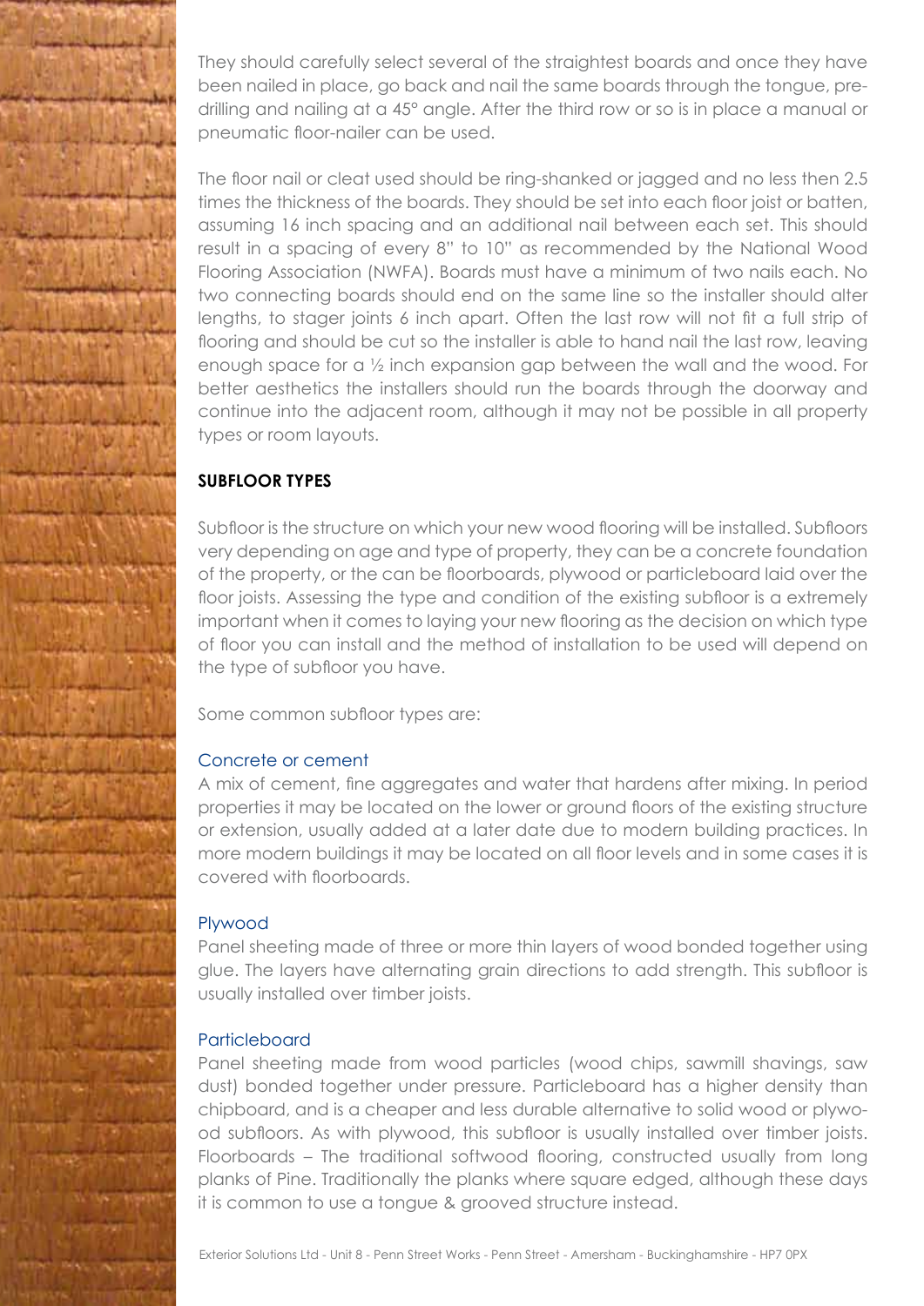They should carefully select several of the straightest boards and once they have been nailed in place, go back and nail the same boards through the tongue, pre-drilling and nailing at a 45° angle. After the third row or so is in place a manual or pneumatic floor-nailer can be used.

The floor nail or cleat used should be ring-shanked or jagged and no less then 2.5 times the thickness of the boards. They should be set into each floor joist or batten, assuming 16 inch spacing and an additional nail between each set. This should result in a spacing of every 8" to 10" as recommended by the National Wood Flooring Association (NWFA). Boards must have a minimum of two nails each. No two connecting boards should end on the same line so the installer should alter lengths, to stager joints 6 inch apart. Often the last row will not fit a full strip of flooring and should be cut so the installer is able to hand nail the last row, leaving enough space for a ½ inch expansion gap between the wall and the wood. For better aesthetics the installers should run the boards through the doorway and continue into the adjacent room, although it may not be possible in all property types or room layouts.

## SUBFLOOR TYPES

Subfloor is the structure on which your new wood flooring will be installed. Subfloors very depending on age and type of property, they can be a concrete foundation of the property, or the can be floorboards, plywood or particleboard laid over the floor joists. Assessing the type and condition of the existing subfloor is a extremely important when it comes to laying your new flooring as the decision on which type of floor you can install and the method of installation to be used will depend on the type of subfloor you have.

Some common subfloor types are:

### Concrete or cement

A mix of cement, fine aggregates and water that hardens after mixing. In period properties it may be located on the lower or ground floors of the existing structure or extension, usually added at a later date due to modern building practices. In more modern buildings it may be located on all floor levels and in some cases it is covered with floorboards.

### Plywood

Panel sheeting made of three or more thin layers of wood bonded together using glue. The layers have alternating grain directions to add strength. This subfloor is usually installed over timber joists.

### Particleboard

Panel sheeting made from wood particles (wood chips, sawmill shavings, saw dust) bonded together under pressure. Particleboard has a higher density than chipboard, and is a cheaper and less durable alternative to solid wood or plywood subfloors. As with plywood, this subfloor is usually installed over timber joists. Floorboards – The traditional softwood flooring, constructed usually from long planks of Pine. Traditionally the planks where square edged, although these days it is common to use a tongue & grooved structure instead.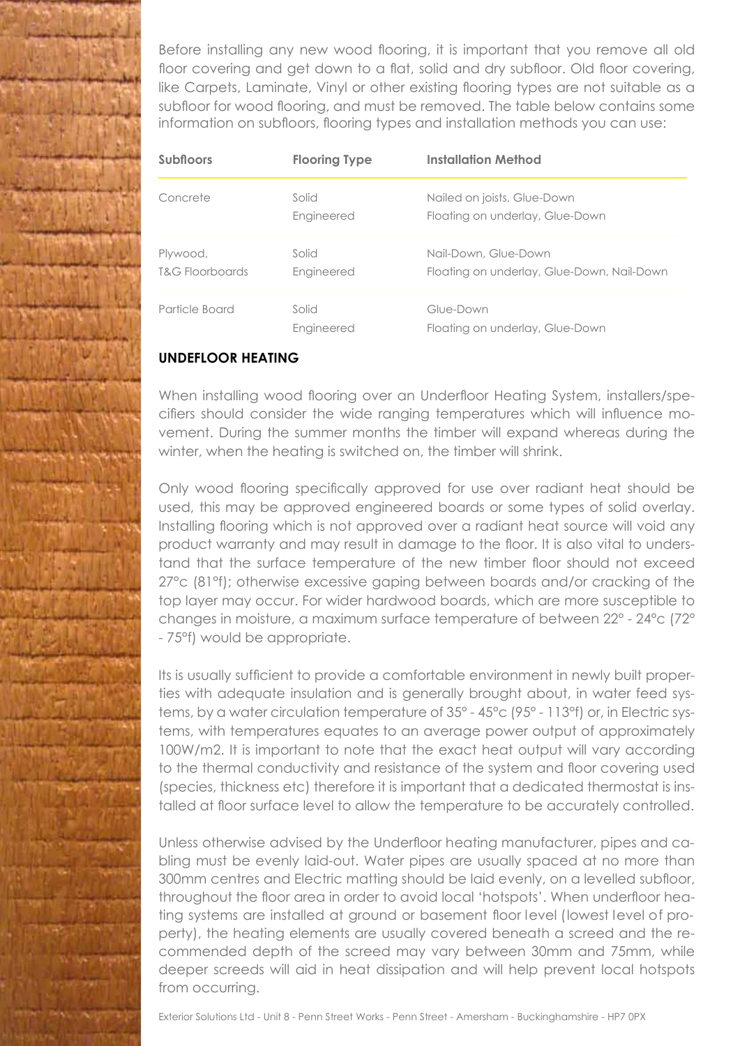Before installing any new wood flooring, it is important that you remove all old floor covering and get down to a flat, solid and dry subfloor. Old floor covering, like Carpets, Laminate, Vinyl or other existing flooring types are not suitable as a subfloor for wood flooring, and must be removed. The table below contains some information on subfloors, flooring types and installation methods you can use:

| Subfloors | Flooring Type | Installation Method |
|---|---|---|
| Concrete | Solid | Nailed on joists, Glue-Down |
| | Engineered | Floating on underlay, Glue-Down |
| Plywood, T&G Floorboards | Solid | Nail-Down, Glue-Down |
| | Engineered | Floating on underlay, Glue-Down, Nail-Down |
| Particle Board | Solid | Glue-Down |
| | Engineered | Floating on underlay, Glue-Down |

## UNDEFLOOR HEATING

When installing wood flooring over an Underfloor Heating System, installers/specifiers should consider the wide ranging temperatures which will influence movement. During the summer months the timber will expand whereas during the winter, when the heating is switched on, the timber will shrink.

Only wood flooring specifically approved for use over radiant heat should be used, this may be approved engineered boards or some types of solid overlay. Installing flooring which is not approved over a radiant heat source will void any product warranty and may result in damage to the floor. It is also vital to understand that the surface temperature of the new timber floor should not exceed 27°c (81°f); otherwise excessive gaping between boards and/or cracking of the top layer may occur. For wider hardwood boards, which are more susceptible to changes in moisture, a maximum surface temperature of between 22° - 24°c (72° - 75°f) would be appropriate.

Its is usually sufficient to provide a comfortable environment in newly built properties with adequate insulation and is generally brought about, in water feed systems, by a water circulation temperature of 35° - 45°c (95° - 113°f) or, in Electric systems, with temperatures equates to an average power output of approximately 100W/m2. It is important to note that the exact heat output will vary according to the thermal conductivity and resistance of the system and floor covering used (species, thickness etc) therefore it is important that a dedicated thermostat is installed at floor surface level to allow the temperature to be accurately controlled.

Unless otherwise advised by the Underfloor heating manufacturer, pipes and cabling must be evenly laid-out. Water pipes are usually spaced at no more than 300mm centres and Electric matting should be laid evenly, on a levelled subfloor, throughout the floor area in order to avoid local 'hotspots'. When underfloor heating systems are installed at ground or basement floor level (lowest level of property), the heating elements are usually covered beneath a screed and the recommended depth of the screed may vary between 30mm and 75mm, while deeper screeds will aid in heat dissipation and will help prevent local hotspots from occurring.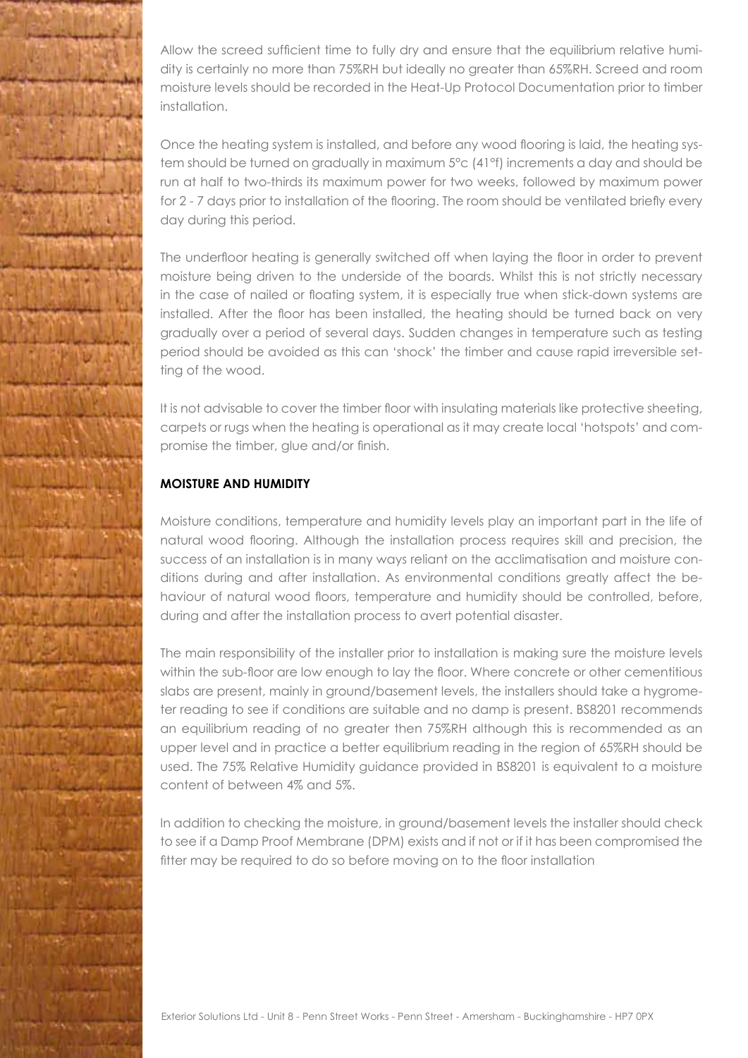Allow the screed sufficient time to fully dry and ensure that the equilibrium relative humidity is certainly no more than 75%RH but ideally no greater than 65%RH. Screed and room moisture levels should be recorded in the Heat-Up Protocol Documentation prior to timber installation.

Once the heating system is installed, and before any wood flooring is laid, the heating system should be turned on gradually in maximum 5°c (41°f) increments a day and should be run at half to two-thirds its maximum power for two weeks, followed by maximum power for 2 - 7 days prior to installation of the flooring. The room should be ventilated briefly every day during this period.

The underfloor heating is generally switched off when laying the floor in order to prevent moisture being driven to the underside of the boards. Whilst this is not strictly necessary in the case of nailed or floating system, it is especially true when stick-down systems are installed. After the floor has been installed, the heating should be turned back on very gradually over a period of several days. Sudden changes in temperature such as testing period should be avoided as this can 'shock' the timber and cause rapid irreversible setting of the wood.

It is not advisable to cover the timber floor with insulating materials like protective sheeting, carpets or rugs when the heating is operational as it may create local 'hotspots' and compromise the timber, glue and/or finish.

**MOISTURE AND HUMIDITY**

Moisture conditions, temperature and humidity levels play an important part in the life of natural wood flooring. Although the installation process requires skill and precision, the success of an installation is in many ways reliant on the acclimatisation and moisture conditions during and after installation. As environmental conditions greatly affect the behaviour of natural wood floors, temperature and humidity should be controlled, before, during and after the installation process to avert potential disaster.

The main responsibility of the installer prior to installation is making sure the moisture levels within the sub-floor are low enough to lay the floor. Where concrete or other cementitious slabs are present, mainly in ground/basement levels, the installers should take a hygrometer reading to see if conditions are suitable and no damp is present. BS8201 recommends an equilibrium reading of no greater then 75%RH although this is recommended as an upper level and in practice a better equilibrium reading in the region of 65%RH should be used. The 75% Relative Humidity guidance provided in BS8201 is equivalent to a moisture content of between 4% and 5%.

In addition to checking the moisture, in ground/basement levels the installer should check to see if a Damp Proof Membrane (DPM) exists and if not or if it has been compromised the fitter may be required to do so before moving on to the floor installation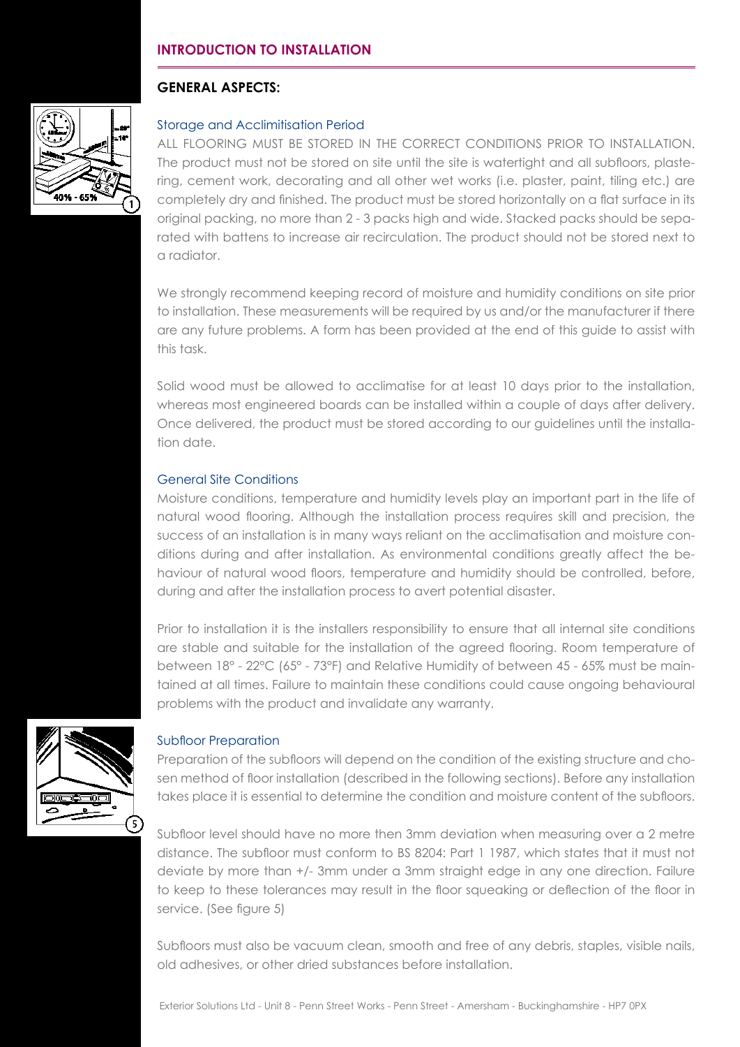## INTRODUCTION TO INSTALLATION

### GENERAL ASPECTS:

#### Storage and Acclimitisation Period

ALL FLOORING MUST BE STORED IN THE CORRECT CONDITIONS PRIOR TO INSTALLATION. The product must not be stored on site until the site is watertight and all subfloors, plastering, cement work, decorating and all other wet works (i.e. plaster, paint, tiling etc.) are completely dry and finished. The product must be stored horizontally on a flat surface in its original packing, no more than 2 - 3 packs high and wide. Stacked packs should be separated with battens to increase air recirculation. The product should not be stored next to a radiator.

We strongly recommend keeping record of moisture and humidity conditions on site prior to installation. These measurements will be required by us and/or the manufacturer if there are any future problems. A form has been provided at the end of this guide to assist with this task.

Solid wood must be allowed to acclimatise for at least 10 days prior to the installation, whereas most engineered boards can be installed within a couple of days after delivery. Once delivered, the product must be stored according to our guidelines until the installation date.

#### General Site Conditions

Moisture conditions, temperature and humidity levels play an important part in the life of natural wood flooring. Although the installation process requires skill and precision, the success of an installation is in many ways reliant on the acclimatisation and moisture conditions during and after installation. As environmental conditions greatly affect the behaviour of natural wood floors, temperature and humidity should be controlled, before, during and after the installation process to avert potential disaster.

Prior to installation it is the installers responsibility to ensure that all internal site conditions are stable and suitable for the installation of the agreed flooring. Room temperature of between 18° - 22°C (65° - 73°F) and Relative Humidity of between 45 - 65% must be maintained at all times. Failure to maintain these conditions could cause ongoing behavioural problems with the product and invalidate any warranty.

#### Subfloor Preparation

Preparation of the subfloors will depend on the condition of the existing structure and chosen method of floor installation (described in the following sections). Before any installation takes place it is essential to determine the condition and moisture content of the subfloors.

Subfloor level should have no more then 3mm deviation when measuring over a 2 metre distance. The subfloor must conform to BS 8204: Part 1 1987, which states that it must not deviate by more than +/- 3mm under a 3mm straight edge in any one direction. Failure to keep to these tolerances may result in the floor squeaking or deflection of the floor in service. (See figure 5)

Subfloors must also be vacuum clean, smooth and free of any debris, staples, visible nails, old adhesives, or other dried substances before installation.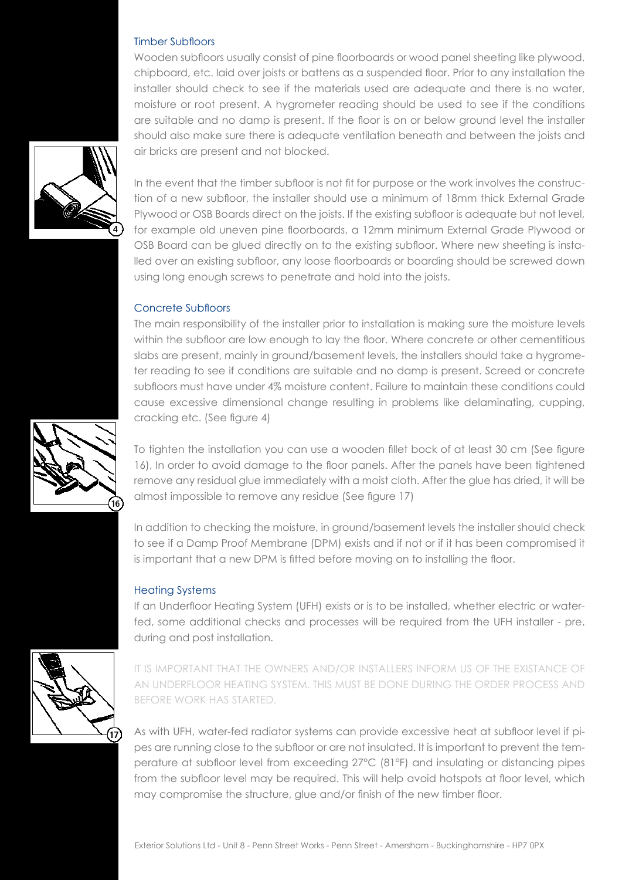### Timber Subfloors

Wooden subfloors usually consist of pine floorboards or wood panel sheeting like plywood, chipboard, etc. laid over joists or battens as a suspended floor. Prior to any installation the installer should check to see if the materials used are adequate and there is no water, moisture or root present. A hygrometer reading should be used to see if the conditions are suitable and no damp is present. If the floor is on or below ground level the installer should also make sure there is adequate ventilation beneath and between the joists and air bricks are present and not blocked.

In the event that the timber subfloor is not fit for purpose or the work involves the construction of a new subfloor, the installer should use a minimum of 18mm thick External Grade Plywood or OSB Boards direct on the joists. If the existing subfloor is adequate but not level, for example old uneven pine floorboards, a 12mm minimum External Grade Plywood or OSB Board can be glued directly on to the existing subfloor. Where new sheeting is installed over an existing subfloor, any loose floorboards or boarding should be screwed down using long enough screws to penetrate and hold into the joists.

### Concrete Subfloors

The main responsibility of the installer prior to installation is making sure the moisture levels within the subfloor are low enough to lay the floor. Where concrete or other cementitious slabs are present, mainly in ground/basement levels, the installers should take a hygrometer reading to see if conditions are suitable and no damp is present. Screed or concrete subfloors must have under 4% moisture content. Failure to maintain these conditions could cause excessive dimensional change resulting in problems like delaminating, cupping, cracking etc. (See figure 4)

To tighten the installation you can use a wooden fillet bock of at least 30 cm (See figure 16), In order to avoid damage to the floor panels. After the panels have been tightened remove any residual glue immediately with a moist cloth. After the glue has dried, it will be almost impossible to remove any residue (See figure 17)

In addition to checking the moisture, in ground/basement levels the installer should check to see if a Damp Proof Membrane (DPM) exists and if not or if it has been compromised it is important that a new DPM is fitted before moving on to installing the floor.

### Heating Systems

If an Underfloor Heating System (UFH) exists or is to be installed, whether electric or water-fed, some additional checks and processes will be required from the UFH installer - pre, during and post installation.

IT IS IMPORTANT THAT THE OWNERS AND/OR INSTALLERS INFORM US OF THE EXISTANCE OF AN UNDERFLOOR HEATING SYSTEM. THIS MUST BE DONE DURING THE ORDER PROCESS AND BEFORE WORK HAS STARTED.

As with UFH, water-fed radiator systems can provide excessive heat at subfloor level if pipes are running close to the subfloor or are not insulated. It is important to prevent the temperature at subfloor level from exceeding 27°C (81°F) and insulating or distancing pipes from the subfloor level may be required. This will help avoid hotspots at floor level, which may compromise the structure, glue and/or finish of the new timber floor.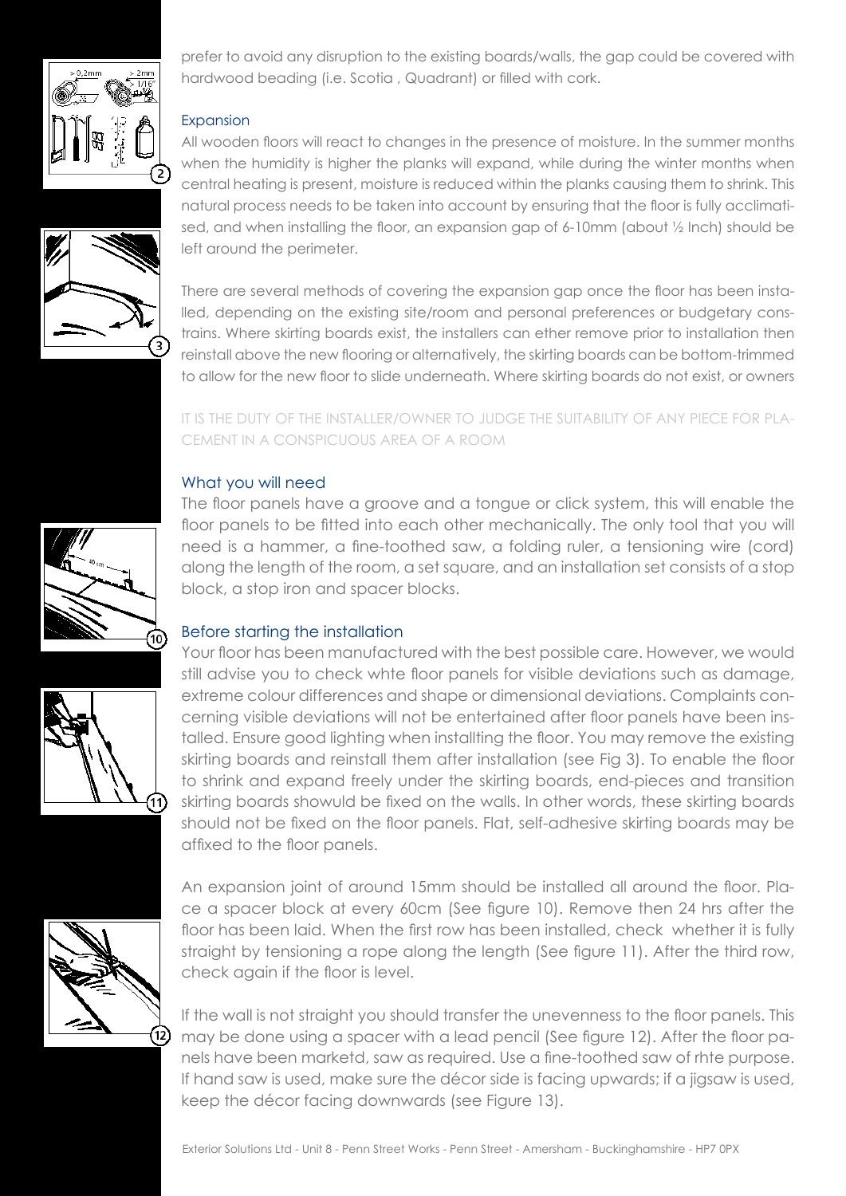prefer to avoid any disruption to the existing boards/walls, the gap could be covered with hardwood beading (i.e. Scotia , Quadrant) or filled with cork.

### Expansion

All wooden floors will react to changes in the presence of moisture. In the summer months when the humidity is higher the planks will expand, while during the winter months when central heating is present, moisture is reduced within the planks causing them to shrink. This natural process needs to be taken into account by ensuring that the floor is fully acclimatised, and when installing the floor, an expansion gap of 6-10mm (about ½ Inch) should be left around the perimeter.

There are several methods of covering the expansion gap once the floor has been installed, depending on the existing site/room and personal preferences or budgetary constrains. Where skirting boards exist, the installers can ether remove prior to installation then reinstall above the new flooring or alternatively, the skirting boards can be bottom-trimmed to allow for the new floor to slide underneath. Where skirting boards do not exist, or owners

IT IS THE DUTY OF THE INSTALLER/OWNER TO JUDGE THE SUITABILITY OF ANY PIECE FOR PLACEMENT IN A CONSPICUOUS AREA OF A ROOM

## What you will need

The floor panels have a groove and a tongue or click system, this will enable the floor panels to be fitted into each other mechanically. The only tool that you will need is a hammer, a fine-toothed saw, a folding ruler, a tensioning wire (cord) along the length of the room, a set square, and an installation set consists of a stop block, a stop iron and spacer blocks.

## Before starting the installation

Your floor has been manufactured with the best possible care. However, we would still advise you to check whte floor panels for visible deviations such as damage, extreme colour differences and shape or dimensional deviations. Complaints concerning visible deviations will not be entertained after floor panels have been installed. Ensure good lighting when installting the floor. You may remove the existing skirting boards and reinstall them after installation (see Fig 3). To enable the floor to shrink and expand freely under the skirting boards, end-pieces and transition skirting boards showuld be fixed on the walls. In other words, these skirting boards should not be fixed on the floor panels. Flat, self-adhesive skirting boards may be affixed to the floor panels.

An expansion joint of around 15mm should be installed all around the floor. Place a spacer block at every 60cm (See figure 10). Remove then 24 hrs after the floor has been laid. When the first row has been installed, check whether it is fully straight by tensioning a rope along the length (See figure 11). After the third row, check again if the floor is level.

If the wall is not straight you should transfer the unevenness to the floor panels. This may be done using a spacer with a lead pencil (See figure 12). After the floor panels have been marketd, saw as required. Use a fine-toothed saw of rhte purpose. If hand saw is used, make sure the décor side is facing upwards; if a jigsaw is used, keep the décor facing downwards (see Figure 13).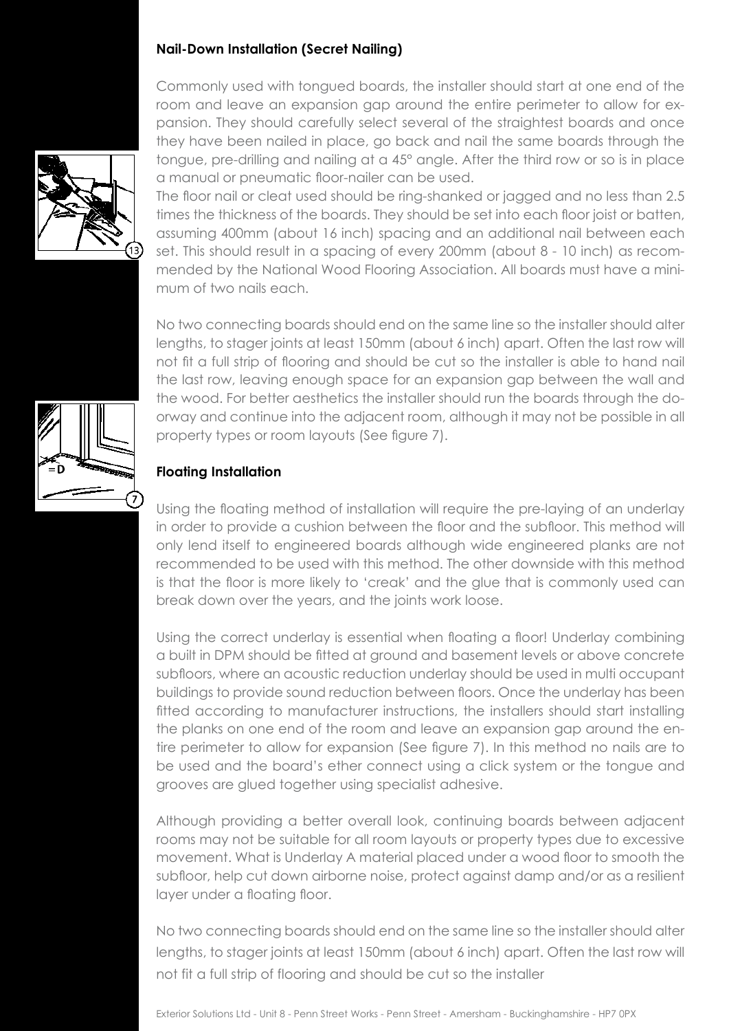### Nail-Down Installation (Secret Nailing)

Commonly used with tongued boards, the installer should start at one end of the room and leave an expansion gap around the entire perimeter to allow for expansion. They should carefully select several of the straightest boards and once they have been nailed in place, go back and nail the same boards through the tongue, pre-drilling and nailing at a 45° angle. After the third row or so is in place a manual or pneumatic floor-nailer can be used.

The floor nail or cleat used should be ring-shanked or jagged and no less than 2.5 times the thickness of the boards. They should be set into each floor joist or batten, assuming 400mm (about 16 inch) spacing and an additional nail between each set. This should result in a spacing of every 200mm (about 8 - 10 inch) as recommended by the National Wood Flooring Association. All boards must have a minimum of two nails each.

No two connecting boards should end on the same line so the installer should alter lengths, to stager joints at least 150mm (about 6 inch) apart. Often the last row will not fit a full strip of flooring and should be cut so the installer is able to hand nail the last row, leaving enough space for an expansion gap between the wall and the wood. For better aesthetics the installer should run the boards through the doorway and continue into the adjacent room, although it may not be possible in all property types or room layouts (See figure 7).

### Floating Installation

Using the floating method of installation will require the pre-laying of an underlay in order to provide a cushion between the floor and the subfloor. This method will only lend itself to engineered boards although wide engineered planks are not recommended to be used with this method. The other downside with this method is that the floor is more likely to 'creak' and the glue that is commonly used can break down over the years, and the joints work loose.

Using the correct underlay is essential when floating a floor! Underlay combining a built in DPM should be fitted at ground and basement levels or above concrete subfloors, where an acoustic reduction underlay should be used in multi occupant buildings to provide sound reduction between floors. Once the underlay has been fitted according to manufacturer instructions, the installers should start installing the planks on one end of the room and leave an expansion gap around the entire perimeter to allow for expansion (See figure 7). In this method no nails are to be used and the board's ether connect using a click system or the tongue and grooves are glued together using specialist adhesive.

Although providing a better overall look, continuing boards between adjacent rooms may not be suitable for all room layouts or property types due to excessive movement. What is Underlay A material placed under a wood floor to smooth the subfloor, help cut down airborne noise, protect against damp and/or as a resilient layer under a floating floor.

No two connecting boards should end on the same line so the installer should alter lengths, to stager joints at least 150mm (about 6 inch) apart. Often the last row will not fit a full strip of flooring and should be cut so the installer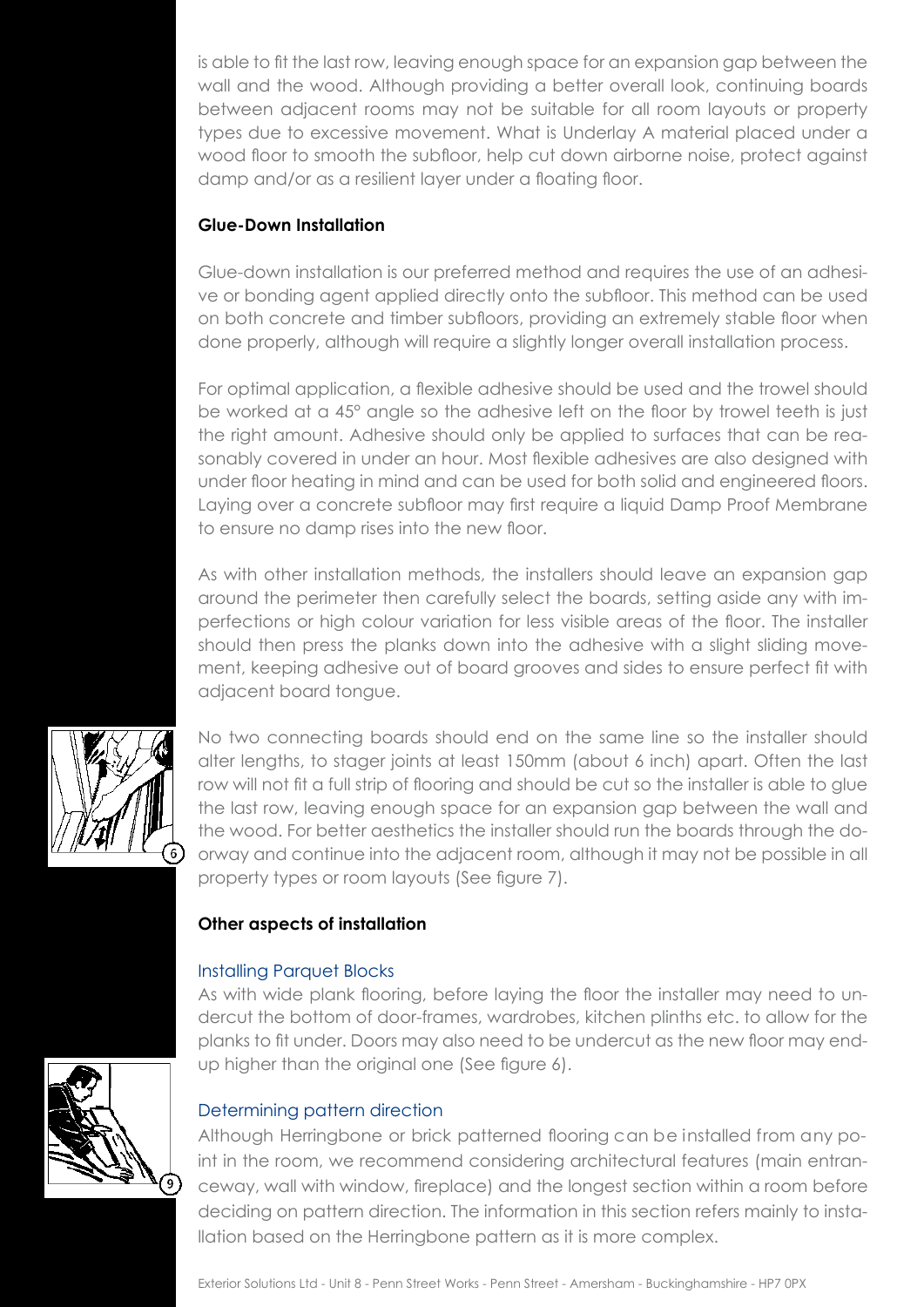is able to fit the last row, leaving enough space for an expansion gap between the wall and the wood. Although providing a better overall look, continuing boards between adjacent rooms may not be suitable for all room layouts or property types due to excessive movement. What is Underlay A material placed under a wood floor to smooth the subfloor, help cut down airborne noise, protect against damp and/or as a resilient layer under a floating floor.

**Glue-Down Installation**

Glue-down installation is our preferred method and requires the use of an adhesive or bonding agent applied directly onto the subfloor. This method can be used on both concrete and timber subfloors, providing an extremely stable floor when done properly, although will require a slightly longer overall installation process.

For optimal application, a flexible adhesive should be used and the trowel should be worked at a 45° angle so the adhesive left on the floor by trowel teeth is just the right amount. Adhesive should only be applied to surfaces that can be reasonably covered in under an hour. Most flexible adhesives are also designed with under floor heating in mind and can be used for both solid and engineered floors. Laying over a concrete subfloor may first require a liquid Damp Proof Membrane to ensure no damp rises into the new floor.

As with other installation methods, the installers should leave an expansion gap around the perimeter then carefully select the boards, setting aside any with imperfections or high colour variation for less visible areas of the floor. The installer should then press the planks down into the adhesive with a slight sliding movement, keeping adhesive out of board grooves and sides to ensure perfect fit with adjacent board tongue.

No two connecting boards should end on the same line so the installer should alter lengths, to stager joints at least 150mm (about 6 inch) apart. Often the last row will not fit a full strip of flooring and should be cut so the installer is able to glue the last row, leaving enough space for an expansion gap between the wall and the wood. For better aesthetics the installer should run the boards through the doorway and continue into the adjacent room, although it may not be possible in all property types or room layouts (See figure 7).

**Other aspects of installation**

### Installing Parquet Blocks

As with wide plank flooring, before laying the floor the installer may need to undercut the bottom of door-frames, wardrobes, kitchen plinths etc. to allow for the planks to fit under. Doors may also need to be undercut as the new floor may end-up higher than the original one (See figure 6).

### Determining pattern direction

Although Herringbone or brick patterned flooring can be installed from any point in the room, we recommend considering architectural features (main entranceway, wall with window, fireplace) and the longest section within a room before deciding on pattern direction. The information in this section refers mainly to installation based on the Herringbone pattern as it is more complex.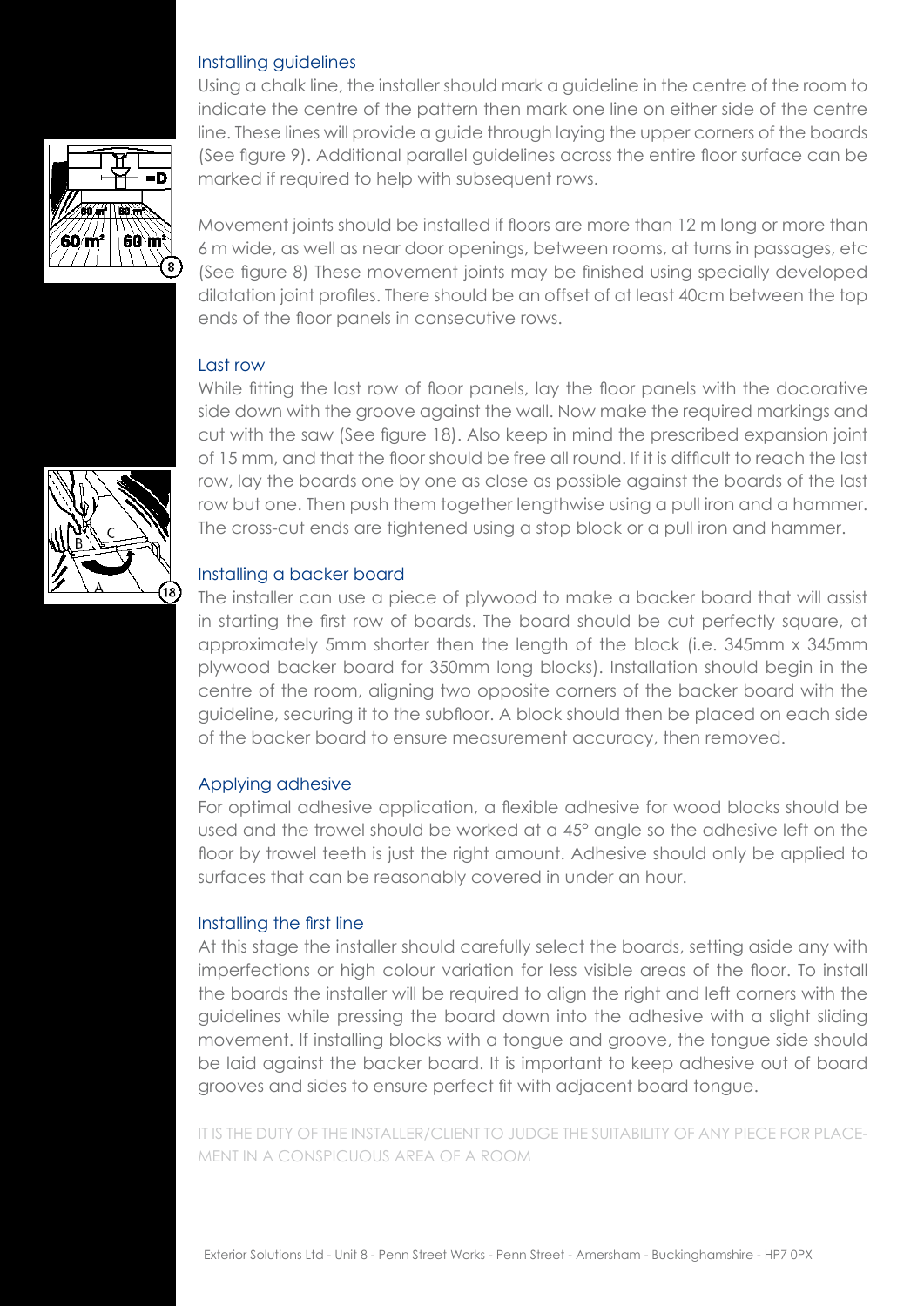## Installing guidelines

Using a chalk line, the installer should mark a guideline in the centre of the room to indicate the centre of the pattern then mark one line on either side of the centre line. These lines will provide a guide through laying the upper corners of the boards (See figure 9). Additional parallel guidelines across the entire floor surface can be marked if required to help with subsequent rows.

Movement joints should be installed if floors are more than 12 m long or more than 6 m wide, as well as near door openings, between rooms, at turns in passages, etc (See figure 8) These movement joints may be finished using specially developed dilatation joint profiles. There should be an offset of at least 40cm between the top ends of the floor panels in consecutive rows.

## Last row

While fitting the last row of floor panels, lay the floor panels with the docorative side down with the groove against the wall. Now make the required markings and cut with the saw (See figure 18). Also keep in mind the prescribed expansion joint of 15 mm, and that the floor should be free all round. If it is difficult to reach the last row, lay the boards one by one as close as possible against the boards of the last row but one. Then push them together lengthwise using a pull iron and a hammer. The cross-cut ends are tightened using a stop block or a pull iron and hammer.

## Installing a backer board

The installer can use a piece of plywood to make a backer board that will assist in starting the first row of boards. The board should be cut perfectly square, at approximately 5mm shorter then the length of the block (i.e. 345mm x 345mm plywood backer board for 350mm long blocks). Installation should begin in the centre of the room, aligning two opposite corners of the backer board with the guideline, securing it to the subfloor. A block should then be placed on each side of the backer board to ensure measurement accuracy, then removed.

## Applying adhesive

For optimal adhesive application, a flexible adhesive for wood blocks should be used and the trowel should be worked at a 45° angle so the adhesive left on the floor by trowel teeth is just the right amount. Adhesive should only be applied to surfaces that can be reasonably covered in under an hour.

## Installing the first line

At this stage the installer should carefully select the boards, setting aside any with imperfections or high colour variation for less visible areas of the floor. To install the boards the installer will be required to align the right and left corners with the guidelines while pressing the board down into the adhesive with a slight sliding movement. If installing blocks with a tongue and groove, the tongue side should be laid against the backer board. It is important to keep adhesive out of board grooves and sides to ensure perfect fit with adjacent board tongue.

IT IS THE DUTY OF THE INSTALLER/CLIENT TO JUDGE THE SUITABILITY OF ANY PIECE FOR PLACEMENT IN A CONSPICUOUS AREA OF A ROOM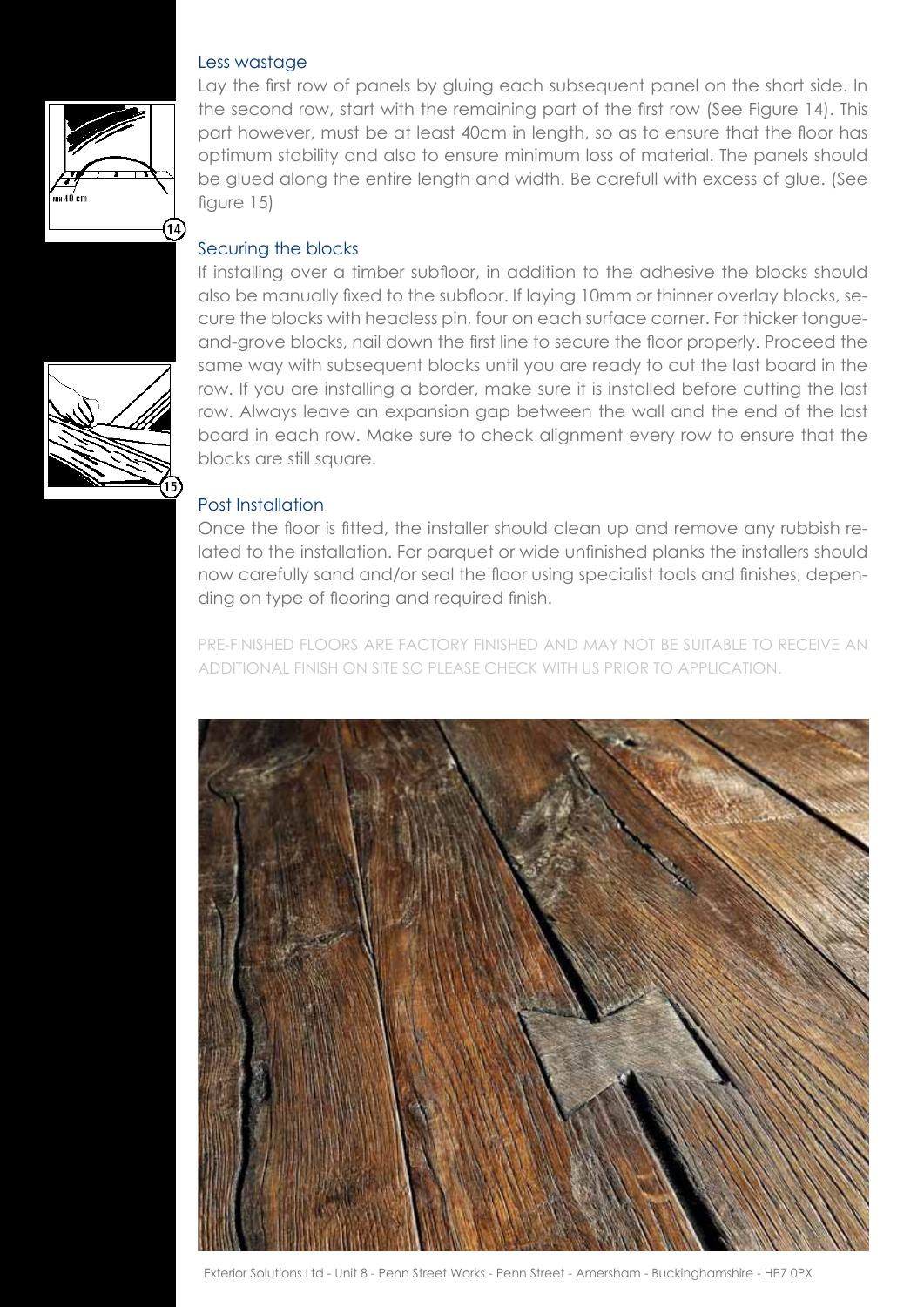### Less wastage

Lay the first row of panels by gluing each subsequent panel on the short side. In the second row, start with the remaining part of the first row (See Figure 14). This part however, must be at least 40cm in length, so as to ensure that the floor has optimum stability and also to ensure minimum loss of material. The panels should be glued along the entire length and width. Be carefull with excess of glue. (See figure 15)

### Securing the blocks

If installing over a timber subfloor, in addition to the adhesive the blocks should also be manually fixed to the subfloor. If laying 10mm or thinner overlay blocks, secure the blocks with headless pin, four on each surface corner. For thicker tongue-and-grove blocks, nail down the first line to secure the floor properly. Proceed the same way with subsequent blocks until you are ready to cut the last board in the row. If you are installing a border, make sure it is installed before cutting the last row. Always leave an expansion gap between the wall and the end of the last board in each row. Make sure to check alignment every row to ensure that the blocks are still square.

### Post Installation

Once the floor is fitted, the installer should clean up and remove any rubbish related to the installation. For parquet or wide unfinished planks the installers should now carefully sand and/or seal the floor using specialist tools and finishes, depending on type of flooring and required finish.

PRE-FINISHED FLOORS ARE FACTORY FINISHED AND MAY NOT BE SUITABLE TO RECEIVE AN ADDITIONAL FINISH ON SITE SO PLEASE CHECK WITH US PRIOR TO APPLICATION.

Exterior Solutions Ltd - Unit 8 - Penn Street Works - Penn Street - Amersham - Buckinghamshire - HP7 0PX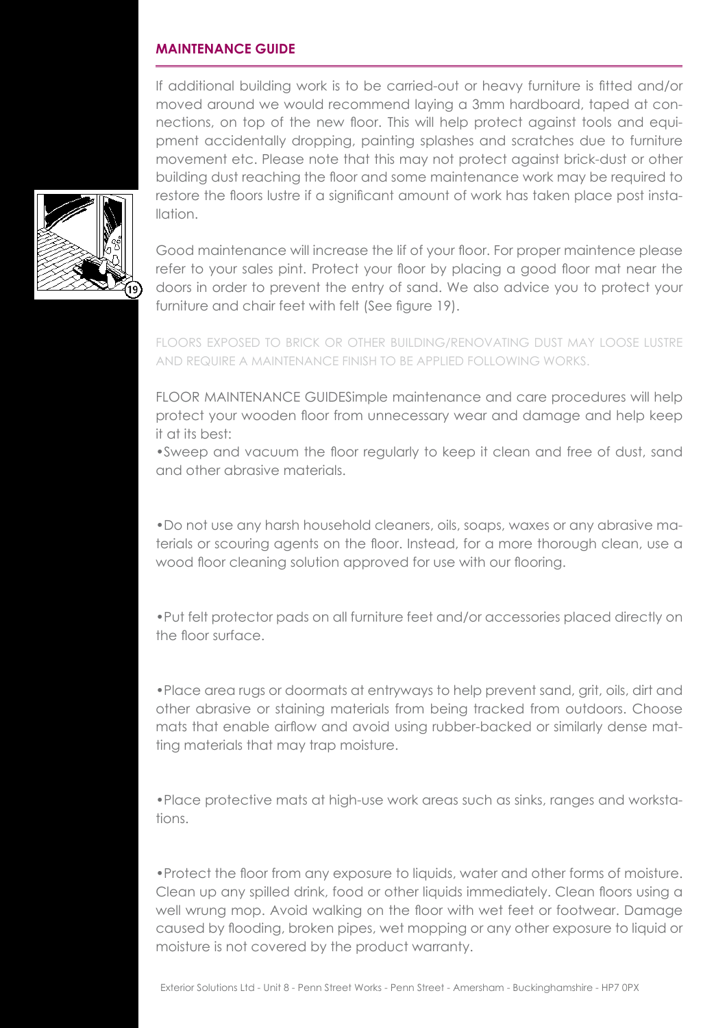## MAINTENANCE GUIDE

If additional building work is to be carried-out or heavy furniture is fitted and/or moved around we would recommend laying a 3mm hardboard, taped at connections, on top of the new floor. This will help protect against tools and equipment accidentally dropping, painting splashes and scratches due to furniture movement etc. Please note that this may not protect against brick-dust or other building dust reaching the floor and some maintenance work may be required to restore the floors lustre if a significant amount of work has taken place post installation.

Good maintenance will increase the lif of your floor. For proper maintence please refer to your sales pint. Protect your floor by placing a good floor mat near the doors in order to prevent the entry of sand. We also advice you to protect your furniture and chair feet with felt (See figure 19).

FLOORS EXPOSED TO BRICK OR OTHER BUILDING/RENOVATING DUST MAY LOOSE LUSTRE AND REQUIRE A MAINTENANCE FINISH TO BE APPLIED FOLLOWING WORKS.

FLOOR MAINTENANCE GUIDESimple maintenance and care procedures will help protect your wooden floor from unnecessary wear and damage and help keep it at its best:

- Sweep and vacuum the floor regularly to keep it clean and free of dust, sand and other abrasive materials.

- Do not use any harsh household cleaners, oils, soaps, waxes or any abrasive materials or scouring agents on the floor. Instead, for a more thorough clean, use a wood floor cleaning solution approved for use with our flooring.

- Put felt protector pads on all furniture feet and/or accessories placed directly on the floor surface.

- Place area rugs or doormats at entryways to help prevent sand, grit, oils, dirt and other abrasive or staining materials from being tracked from outdoors. Choose mats that enable airflow and avoid using rubber-backed or similarly dense matting materials that may trap moisture.

- Place protective mats at high-use work areas such as sinks, ranges and workstations.

- Protect the floor from any exposure to liquids, water and other forms of moisture. Clean up any spilled drink, food or other liquids immediately. Clean floors using a well wrung mop. Avoid walking on the floor with wet feet or footwear. Damage caused by flooding, broken pipes, wet mopping or any other exposure to liquid or moisture is not covered by the product warranty.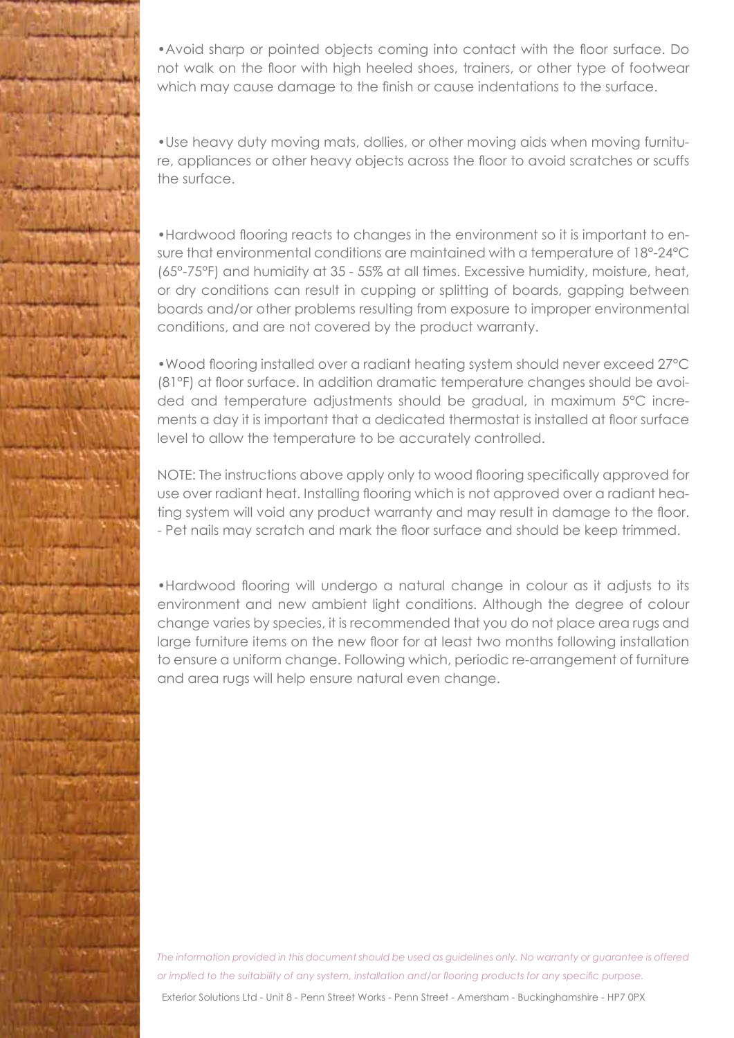- Avoid sharp or pointed objects coming into contact with the floor surface. Do not walk on the floor with high heeled shoes, trainers, or other type of footwear which may cause damage to the finish or cause indentations to the surface.

- Use heavy duty moving mats, dollies, or other moving aids when moving furniture, appliances or other heavy objects across the floor to avoid scratches or scuffs the surface.

- Hardwood flooring reacts to changes in the environment so it is important to ensure that environmental conditions are maintained with a temperature of 18°-24°C (65°-75°F) and humidity at 35 - 55% at all times. Excessive humidity, moisture, heat, or dry conditions can result in cupping or splitting of boards, gapping between boards and/or other problems resulting from exposure to improper environmental conditions, and are not covered by the product warranty.

- Wood flooring installed over a radiant heating system should never exceed 27°C (81°F) at floor surface. In addition dramatic temperature changes should be avoided and temperature adjustments should be gradual, in maximum 5°C increments a day it is important that a dedicated thermostat is installed at floor surface level to allow the temperature to be accurately controlled.

NOTE: The instructions above apply only to wood flooring specifically approved for use over radiant heat. Installing flooring which is not approved over a radiant heating system will void any product warranty and may result in damage to the floor.
- Pet nails may scratch and mark the floor surface and should be keep trimmed.

- Hardwood flooring will undergo a natural change in colour as it adjusts to its environment and new ambient light conditions. Although the degree of colour change varies by species, it is recommended that you do not place area rugs and large furniture items on the new floor for at least two months following installation to ensure a uniform change. Following which, periodic re-arrangement of furniture and area rugs will help ensure natural even change.

*The information provided in this document should be used as guidelines only. No warranty or guarantee is offered or implied to the suitability of any system, installation and/or flooring products for any specific purpose.*

Exterior Solutions Ltd - Unit 8 - Penn Street Works - Penn Street - Amersham - Buckinghamshire - HP7 0PX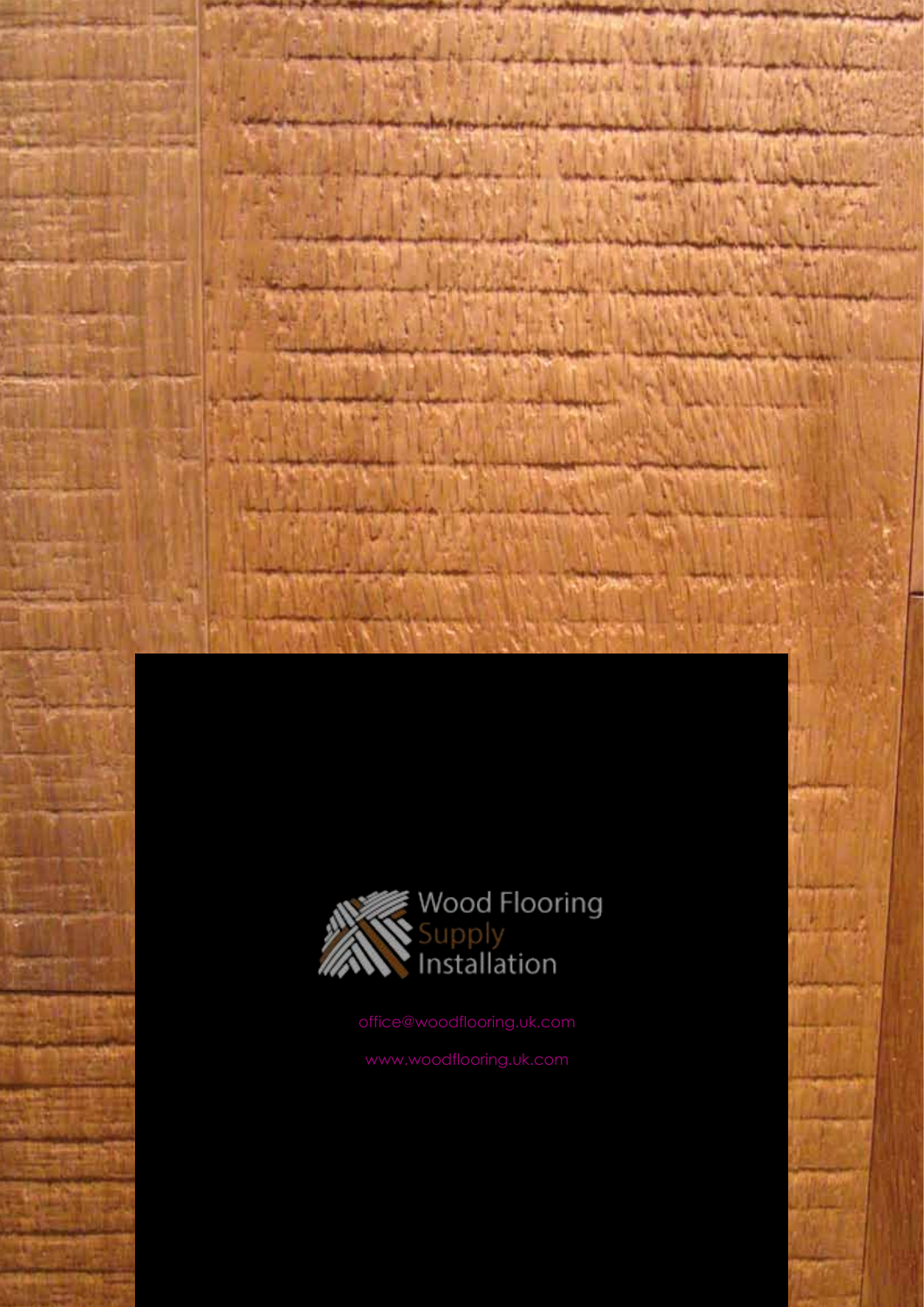Wood Flooring
Supply
Installation

office@woodflooring.uk.com

www.woodflooring.uk.com